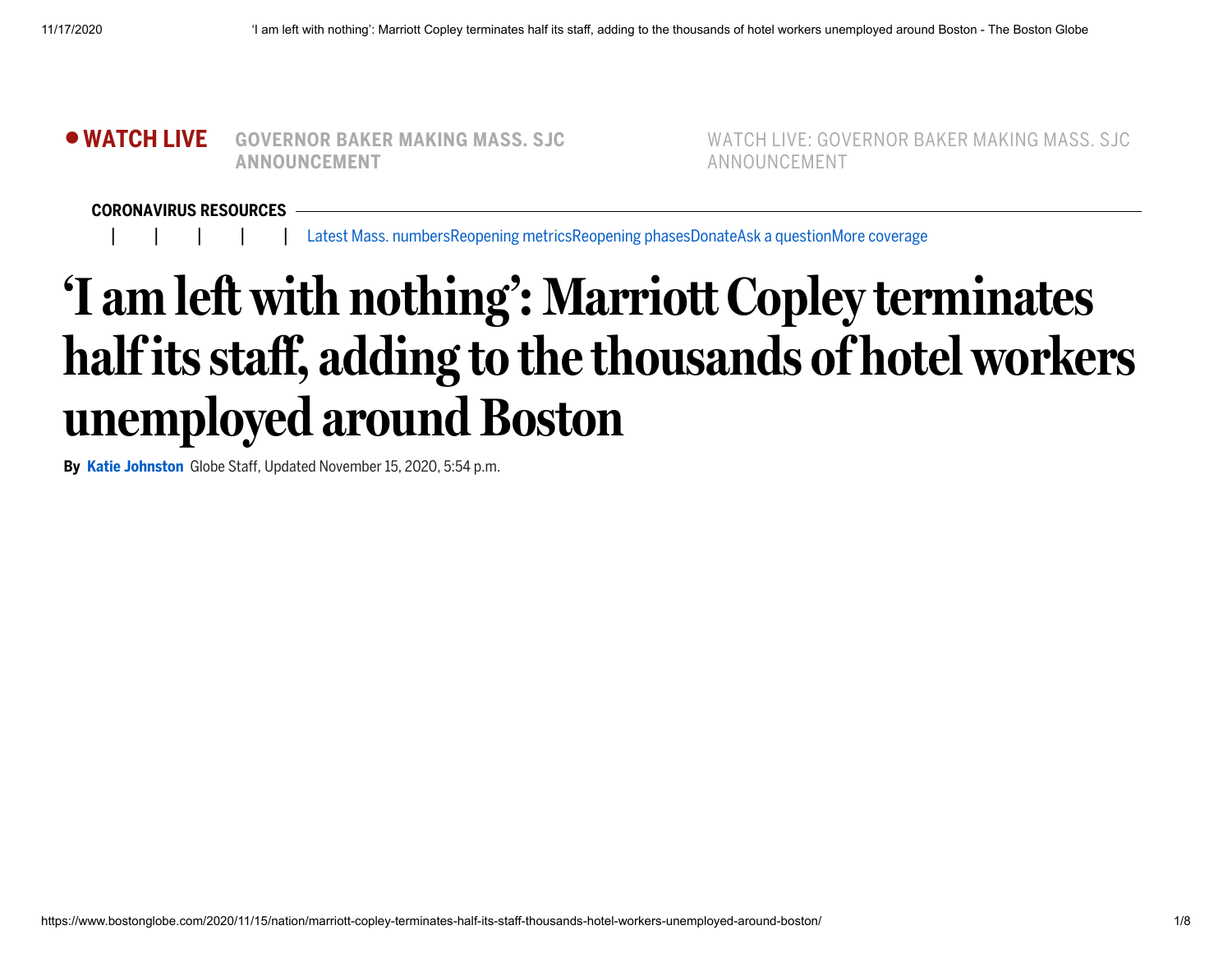● **WATCH LIVE** **GOVERNOR BAKER MAKING MASS. SJC ANNOUNCEMENT**

WATCH LIVE: GOVERNOR BAKER MAKING MASS. SJC ANNOUNCEMENT

**CORONAVIRUS RESOURCES**

| | | | | Latest Mass. numbersReopening metricsReopening phasesDonateAsk a questionMore coverage

# ‘I am left with nothing’: Marriott Copley terminates half its staff, adding to the thousands of hotel workers unemployed around Boston

**By Katie Johnston** Globe Staff, Updated November 15, 2020, 5:54 p.m.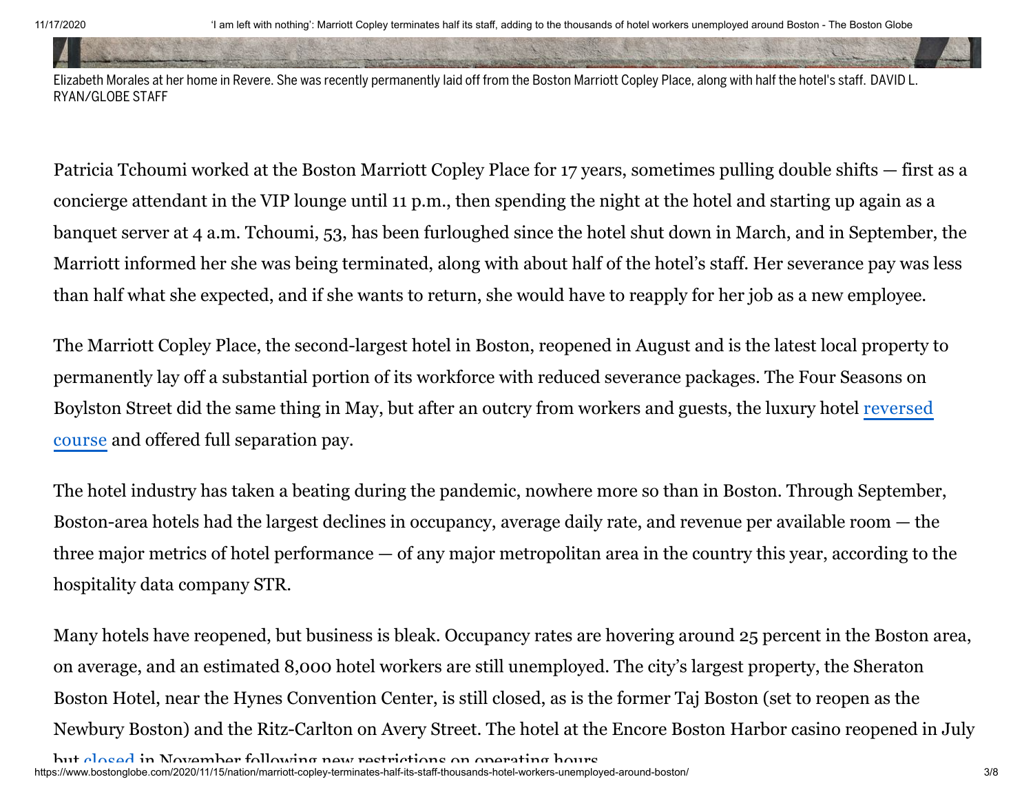Elizabeth Morales at her home in Revere. She was recently permanently laid off from the Boston Marriott Copley Place, along with half the hotel's staff. DAVID L. RYAN/GLOBE STAFF

Patricia Tchoumi worked at the Boston Marriott Copley Place for 17 years, sometimes pulling double shifts — first as a concierge attendant in the VIP lounge until 11 p.m., then spending the night at the hotel and starting up again as a banquet server at 4 a.m. Tchoumi, 53, has been furloughed since the hotel shut down in March, and in September, the Marriott informed her she was being terminated, along with about half of the hotel's staff. Her severance pay was less than half what she expected, and if she wants to return, she would have to reapply for her job as a new employee.

The Marriott Copley Place, the second-largest hotel in Boston, reopened in August and is the latest local property to permanently lay off a substantial portion of its workforce with reduced severance packages. The Four Seasons on Boylston Street did the same thing in May, but after an outcry from workers and guests, the luxury hotel reversed course and offered full separation pay.

The hotel industry has taken a beating during the pandemic, nowhere more so than in Boston. Through September, Boston-area hotels had the largest declines in occupancy, average daily rate, and revenue per available room — the three major metrics of hotel performance — of any major metropolitan area in the country this year, according to the hospitality data company STR.

Many hotels have reopened, but business is bleak. Occupancy rates are hovering around 25 percent in the Boston area, on average, and an estimated 8,000 hotel workers are still unemployed. The city's largest property, the Sheraton Boston Hotel, near the Hynes Convention Center, is still closed, as is the former Taj Boston (set to reopen as the Newbury Boston) and the Ritz-Carlton on Avery Street. The hotel at the Encore Boston Harbor casino reopened in July but closed in November following new restrictions on operating hours.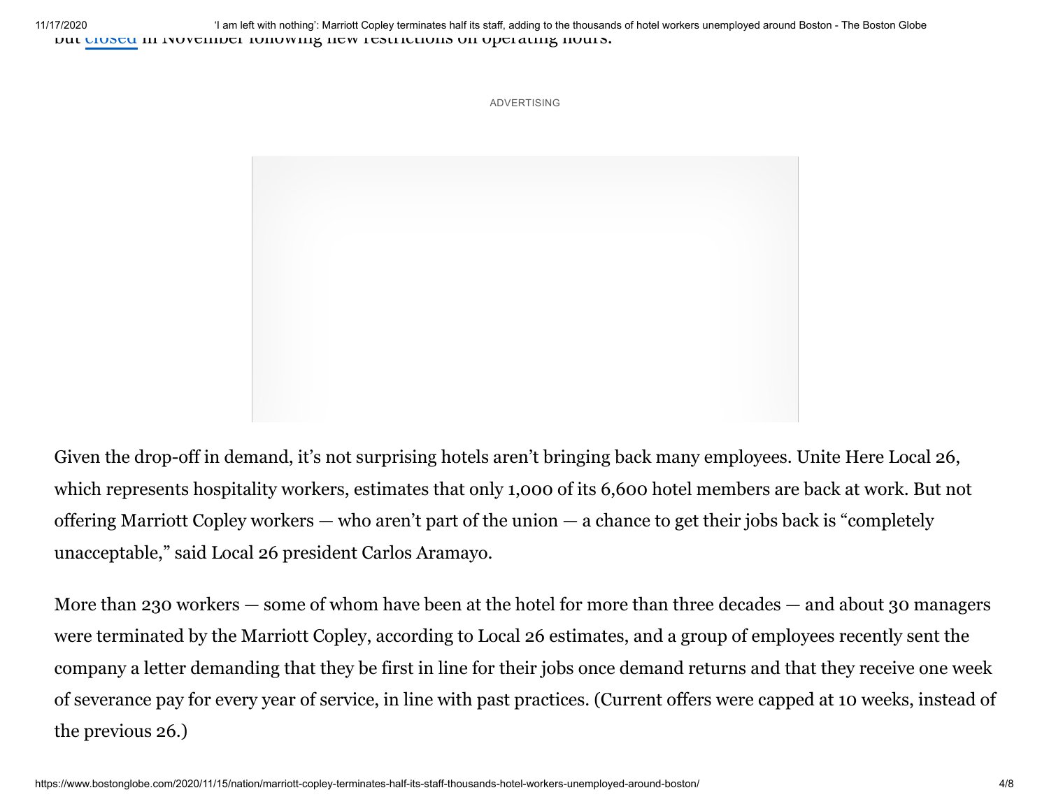but closed in November following new restrictions on operating hours.

ADVERTISING

Given the drop-off in demand, it's not surprising hotels aren't bringing back many employees. Unite Here Local 26, which represents hospitality workers, estimates that only 1,000 of its 6,600 hotel members are back at work. But not offering Marriott Copley workers — who aren't part of the union — a chance to get their jobs back is "completely unacceptable," said Local 26 president Carlos Aramayo.

More than 230 workers — some of whom have been at the hotel for more than three decades — and about 30 managers were terminated by the Marriott Copley, according to Local 26 estimates, and a group of employees recently sent the company a letter demanding that they be first in line for their jobs once demand returns and that they receive one week of severance pay for every year of service, in line with past practices. (Current offers were capped at 10 weeks, instead of the previous 26.)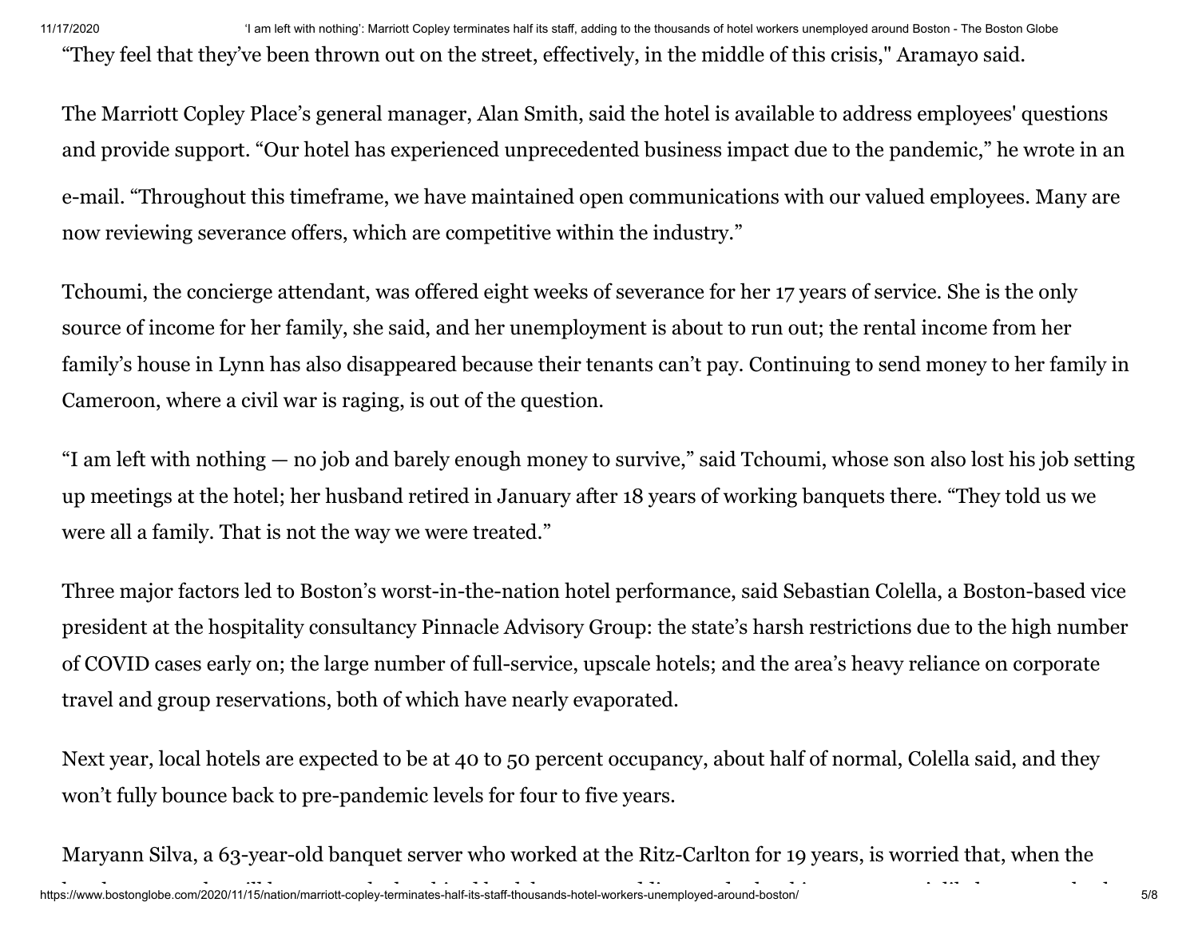“They feel that they’ve been thrown out on the street, effectively, in the middle of this crisis," Aramayo said.

The Marriott Copley Place’s general manager, Alan Smith, said the hotel is available to address employees' questions and provide support. “Our hotel has experienced unprecedented business impact due to the pandemic,” he wrote in an e-mail. “Throughout this timeframe, we have maintained open communications with our valued employees. Many are now reviewing severance offers, which are competitive within the industry.”

Tchoumi, the concierge attendant, was offered eight weeks of severance for her 17 years of service. She is the only source of income for her family, she said, and her unemployment is about to run out; the rental income from her family’s house in Lynn has also disappeared because their tenants can’t pay. Continuing to send money to her family in Cameroon, where a civil war is raging, is out of the question.

“I am left with nothing — no job and barely enough money to survive,” said Tchoumi, whose son also lost his job setting up meetings at the hotel; her husband retired in January after 18 years of working banquets there. “They told us we were all a family. That is not the way we were treated.”

Three major factors led to Boston’s worst-in-the-nation hotel performance, said Sebastian Colella, a Boston-based vice president at the hospitality consultancy Pinnacle Advisory Group: the state’s harsh restrictions due to the high number of COVID cases early on; the large number of full-service, upscale hotels; and the area’s heavy reliance on corporate travel and group reservations, both of which have nearly evaporated.

Next year, local hotels are expected to be at 40 to 50 percent occupancy, about half of normal, Colella said, and they won’t fully bounce back to pre-pandemic levels for four to five years.

Maryann Silva, a 63-year-old banquet server who worked at the Ritz-Carlton for 19 years, is worried that, when the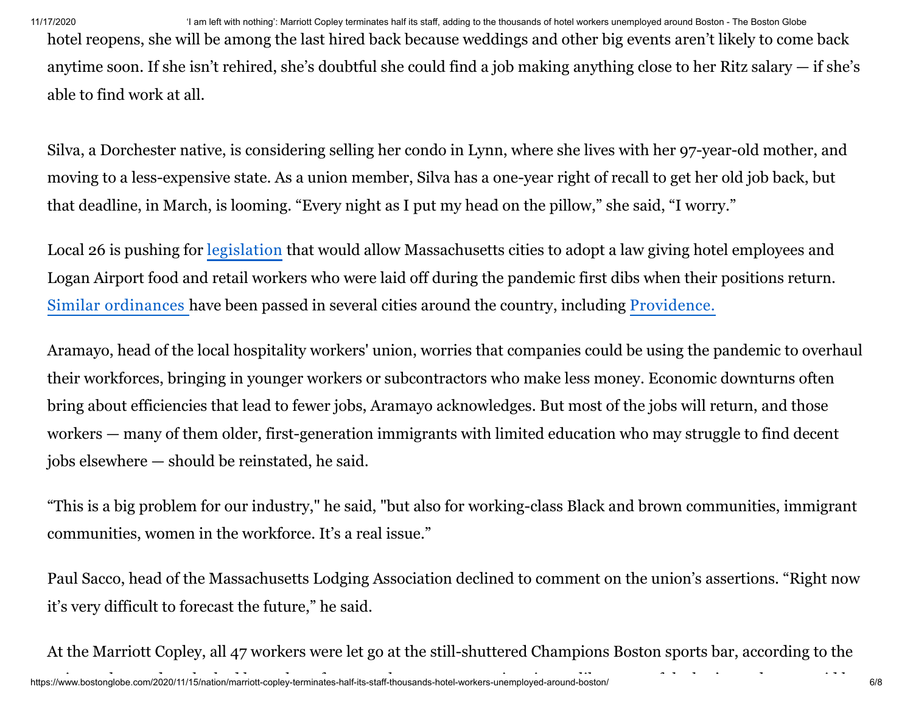hotel reopens, she will be among the last hired back because weddings and other big events aren't likely to come back anytime soon. If she isn't rehired, she's doubtful she could find a job making anything close to her Ritz salary — if she's able to find work at all.

Silva, a Dorchester native, is considering selling her condo in Lynn, where she lives with her 97-year-old mother, and moving to a less-expensive state. As a union member, Silva has a one-year right of recall to get her old job back, but that deadline, in March, is looming. "Every night as I put my head on the pillow," she said, "I worry."

Local 26 is pushing for legislation that would allow Massachusetts cities to adopt a law giving hotel employees and Logan Airport food and retail workers who were laid off during the pandemic first dibs when their positions return. Similar ordinances have been passed in several cities around the country, including Providence.

Aramayo, head of the local hospitality workers' union, worries that companies could be using the pandemic to overhaul their workforces, bringing in younger workers or subcontractors who make less money. Economic downturns often bring about efficiencies that lead to fewer jobs, Aramayo acknowledges. But most of the jobs will return, and those workers — many of them older, first-generation immigrants with limited education who may struggle to find decent jobs elsewhere — should be reinstated, he said.

"This is a big problem for our industry," he said, "but also for working-class Black and brown communities, immigrant communities, women in the workforce. It's a real issue."

Paul Sacco, head of the Massachusetts Lodging Association declined to comment on the union's assertions. "Right now it's very difficult to forecast the future," he said.

At the Marriott Copley, all 47 workers were let go at the still-shuttered Champions Boston sports bar, according to the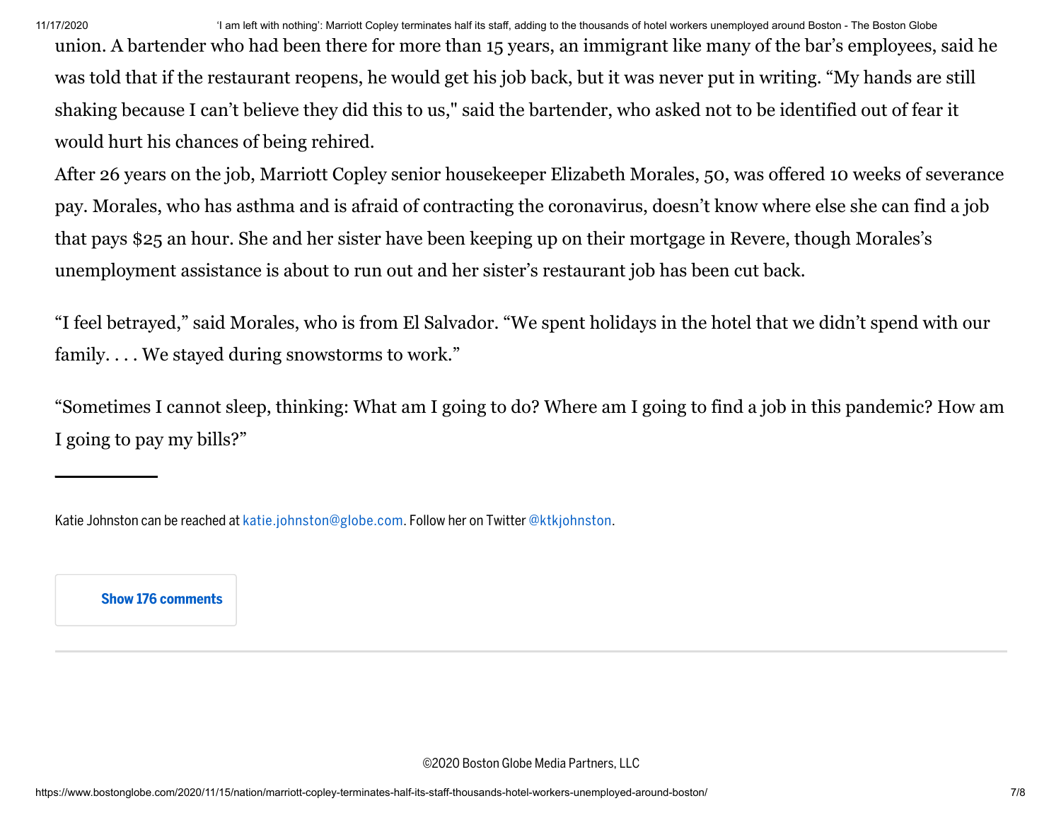union. A bartender who had been there for more than 15 years, an immigrant like many of the bar's employees, said he was told that if the restaurant reopens, he would get his job back, but it was never put in writing. "My hands are still shaking because I can't believe they did this to us," said the bartender, who asked not to be identified out of fear it would hurt his chances of being rehired.

After 26 years on the job, Marriott Copley senior housekeeper Elizabeth Morales, 50, was offered 10 weeks of severance pay. Morales, who has asthma and is afraid of contracting the coronavirus, doesn't know where else she can find a job that pays $25 an hour. She and her sister have been keeping up on their mortgage in Revere, though Morales's unemployment assistance is about to run out and her sister's restaurant job has been cut back.

"I feel betrayed," said Morales, who is from El Salvador. "We spent holidays in the hotel that we didn't spend with our family. . . . We stayed during snowstorms to work."

"Sometimes I cannot sleep, thinking: What am I going to do? Where am I going to find a job in this pandemic? How am I going to pay my bills?"

---

Katie Johnston can be reached at katie.johnston@globe.com. Follow her on Twitter @ktkjohnston.

Show 176 comments

©2020 Boston Globe Media Partners, LLC